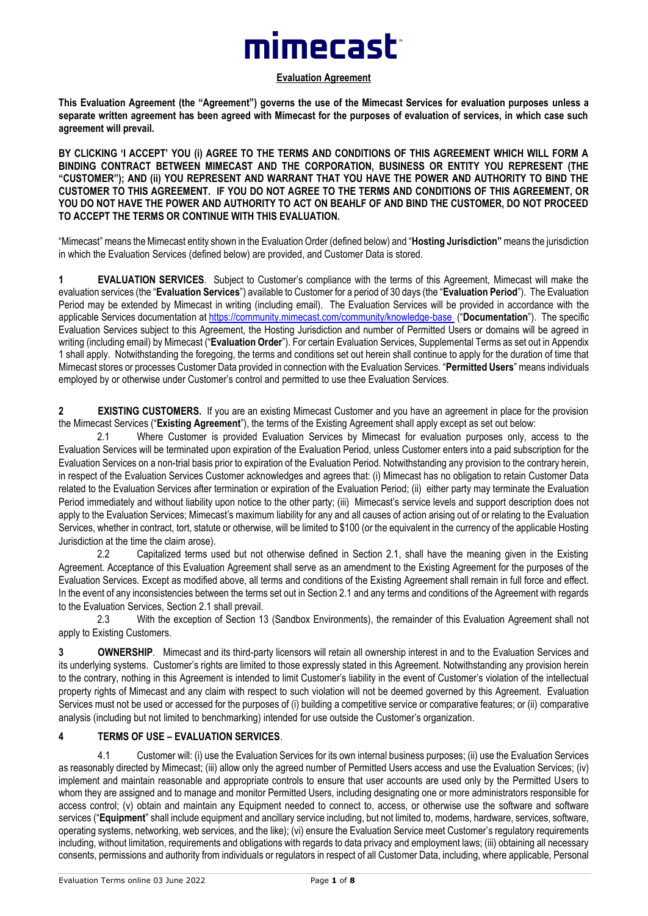# mimecast

**Evaluation Agreement**

**This Evaluation Agreement (the "Agreement") governs the use of the Mimecast Services for evaluation purposes unless a separate written agreement has been agreed with Mimecast for the purposes of evaluation of services, in which case such agreement will prevail.**

**BY CLICKING 'I ACCEPT' YOU (i) AGREE TO THE TERMS AND CONDITIONS OF THIS AGREEMENT WHICH WILL FORM A BINDING CONTRACT BETWEEN MIMECAST AND THE CORPORATION, BUSINESS OR ENTITY YOU REPRESENT (THE "CUSTOMER"); AND (ii) YOU REPRESENT AND WARRANT THAT YOU HAVE THE POWER AND AUTHORITY TO BIND THE CUSTOMER TO THIS AGREEMENT. IF YOU DO NOT AGREE TO THE TERMS AND CONDITIONS OF THIS AGREEMENT, OR YOU DO NOT HAVE THE POWER AND AUTHORITY TO ACT ON BEAHLF OF AND BIND THE CUSTOMER, DO NOT PROCEED TO ACCEPT THE TERMS OR CONTINUE WITH THIS EVALUATION.**

"Mimecast" means the Mimecast entity shown in the Evaluation Order (defined below) and "**Hosting Jurisdiction"** means the jurisdiction in which the Evaluation Services (defined below) are provided, and Customer Data is stored.

**1 EVALUATION SERVICES**. Subject to Customer's compliance with the terms of this Agreement, Mimecast will make the evaluation services (the "**Evaluation Services**") available to Customer for a period of 30 days (the "**Evaluation Period**"). The Evaluation Period may be extended by Mimecast in writing (including email). The Evaluation Services will be provided in accordance with the applicable Services documentation at https://community.mimecast.com/community/knowledge-base ("**Documentation**"). The specific Evaluation Services subject to this Agreement, the Hosting Jurisdiction and number of Permitted Users or domains will be agreed in writing (including email) by Mimecast ("**Evaluation Order**"). For certain Evaluation Services, Supplemental Terms as set out in Appendix 1 shall apply. Notwithstanding the foregoing, the terms and conditions set out herein shall continue to apply for the duration of time that Mimecast stores or processes Customer Data provided in connection with the Evaluation Services. "**Permitted Users**" means individuals employed by or otherwise under Customer's control and permitted to use thee Evaluation Services.

**2 EXISTING CUSTOMERS.** If you are an existing Mimecast Customer and you have an agreement in place for the provision the Mimecast Services ("**Existing Agreement**"), the terms of the Existing Agreement shall apply except as set out below:

2.1 Where Customer is provided Evaluation Services by Mimecast for evaluation purposes only, access to the Evaluation Services will be terminated upon expiration of the Evaluation Period, unless Customer enters into a paid subscription for the Evaluation Services on a non-trial basis prior to expiration of the Evaluation Period. Notwithstanding any provision to the contrary herein, in respect of the Evaluation Services Customer acknowledges and agrees that: (i) Mimecast has no obligation to retain Customer Data related to the Evaluation Services after termination or expiration of the Evaluation Period; (ii) either party may terminate the Evaluation Period immediately and without liability upon notice to the other party; (iii) Mimecast's service levels and support description does not apply to the Evaluation Services; Mimecast's maximum liability for any and all causes of action arising out of or relating to the Evaluation Services, whether in contract, tort, statute or otherwise, will be limited to $100 (or the equivalent in the currency of the applicable Hosting Jurisdiction at the time the claim arose).

2.2 Capitalized terms used but not otherwise defined in Section 2.1, shall have the meaning given in the Existing Agreement. Acceptance of this Evaluation Agreement shall serve as an amendment to the Existing Agreement for the purposes of the Evaluation Services. Except as modified above, all terms and conditions of the Existing Agreement shall remain in full force and effect. In the event of any inconsistencies between the terms set out in Section 2.1 and any terms and conditions of the Agreement with regards to the Evaluation Services, Section 2.1 shall prevail.

2.3 With the exception of Section 13 (Sandbox Environments), the remainder of this Evaluation Agreement shall not apply to Existing Customers.

**3 OWNERSHIP**. Mimecast and its third-party licensors will retain all ownership interest in and to the Evaluation Services and its underlying systems. Customer's rights are limited to those expressly stated in this Agreement. Notwithstanding any provision herein to the contrary, nothing in this Agreement is intended to limit Customer's liability in the event of Customer's violation of the intellectual property rights of Mimecast and any claim with respect to such violation will not be deemed governed by this Agreement. Evaluation Services must not be used or accessed for the purposes of (i) building a competitive service or comparative features; or (ii) comparative analysis (including but not limited to benchmarking) intended for use outside the Customer's organization.

**4 TERMS OF USE – EVALUATION SERVICES**.

4.1 Customer will: (i) use the Evaluation Services for its own internal business purposes; (ii) use the Evaluation Services as reasonably directed by Mimecast; (iii) allow only the agreed number of Permitted Users access and use the Evaluation Services; (iv) implement and maintain reasonable and appropriate controls to ensure that user accounts are used only by the Permitted Users to whom they are assigned and to manage and monitor Permitted Users, including designating one or more administrators responsible for access control; (v) obtain and maintain any Equipment needed to connect to, access, or otherwise use the software and software services ("**Equipment**" shall include equipment and ancillary service including, but not limited to, modems, hardware, services, software, operating systems, networking, web services, and the like); (vi) ensure the Evaluation Service meet Customer's regulatory requirements including, without limitation, requirements and obligations with regards to data privacy and employment laws; (iii) obtaining all necessary consents, permissions and authority from individuals or regulators in respect of all Customer Data, including, where applicable, Personal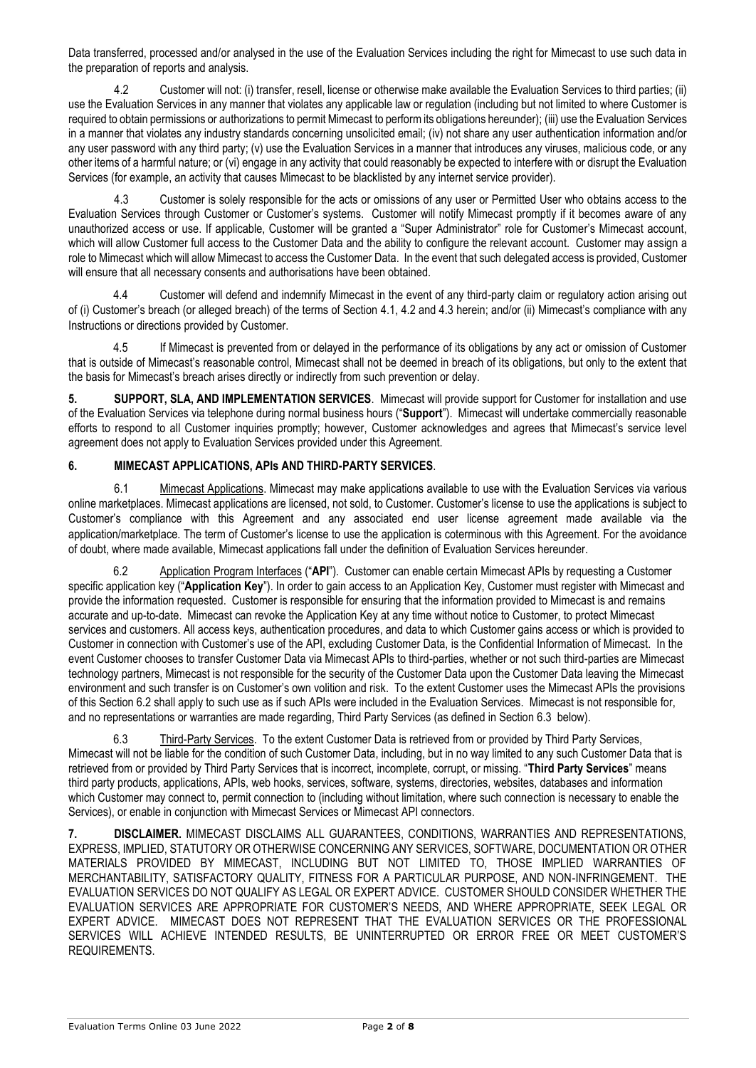Data transferred, processed and/or analysed in the use of the Evaluation Services including the right for Mimecast to use such data in the preparation of reports and analysis.

4.2 Customer will not: (i) transfer, resell, license or otherwise make available the Evaluation Services to third parties; (ii) use the Evaluation Services in any manner that violates any applicable law or regulation (including but not limited to where Customer is required to obtain permissions or authorizations to permit Mimecast to perform its obligations hereunder); (iii) use the Evaluation Services in a manner that violates any industry standards concerning unsolicited email; (iv) not share any user authentication information and/or any user password with any third party; (v) use the Evaluation Services in a manner that introduces any viruses, malicious code, or any other items of a harmful nature; or (vi) engage in any activity that could reasonably be expected to interfere with or disrupt the Evaluation Services (for example, an activity that causes Mimecast to be blacklisted by any internet service provider).

4.3 Customer is solely responsible for the acts or omissions of any user or Permitted User who obtains access to the Evaluation Services through Customer or Customer's systems. Customer will notify Mimecast promptly if it becomes aware of any unauthorized access or use. If applicable, Customer will be granted a "Super Administrator" role for Customer's Mimecast account, which will allow Customer full access to the Customer Data and the ability to configure the relevant account. Customer may assign a role to Mimecast which will allow Mimecast to access the Customer Data. In the event that such delegated access is provided, Customer will ensure that all necessary consents and authorisations have been obtained.

4.4 Customer will defend and indemnify Mimecast in the event of any third-party claim or regulatory action arising out of (i) Customer's breach (or alleged breach) of the terms of Section 4.1, 4.2 and 4.3 herein; and/or (ii) Mimecast's compliance with any Instructions or directions provided by Customer.

4.5 If Mimecast is prevented from or delayed in the performance of its obligations by any act or omission of Customer that is outside of Mimecast's reasonable control, Mimecast shall not be deemed in breach of its obligations, but only to the extent that the basis for Mimecast's breach arises directly or indirectly from such prevention or delay.

**5. SUPPORT, SLA, AND IMPLEMENTATION SERVICES**. Mimecast will provide support for Customer for installation and use of the Evaluation Services via telephone during normal business hours ("**Support**"). Mimecast will undertake commercially reasonable efforts to respond to all Customer inquiries promptly; however, Customer acknowledges and agrees that Mimecast's service level agreement does not apply to Evaluation Services provided under this Agreement.

**6. MIMECAST APPLICATIONS, APIs AND THIRD-PARTY SERVICES**.

6.1 Mimecast Applications. Mimecast may make applications available to use with the Evaluation Services via various online marketplaces. Mimecast applications are licensed, not sold, to Customer. Customer's license to use the applications is subject to Customer's compliance with this Agreement and any associated end user license agreement made available via the application/marketplace. The term of Customer's license to use the application is coterminous with this Agreement. For the avoidance of doubt, where made available, Mimecast applications fall under the definition of Evaluation Services hereunder.

6.2 Application Program Interfaces ("**API**"). Customer can enable certain Mimecast APIs by requesting a Customer specific application key ("**Application Key**"). In order to gain access to an Application Key, Customer must register with Mimecast and provide the information requested. Customer is responsible for ensuring that the information provided to Mimecast is and remains accurate and up-to-date. Mimecast can revoke the Application Key at any time without notice to Customer, to protect Mimecast services and customers. All access keys, authentication procedures, and data to which Customer gains access or which is provided to Customer in connection with Customer's use of the API, excluding Customer Data, is the Confidential Information of Mimecast. In the event Customer chooses to transfer Customer Data via Mimecast APIs to third-parties, whether or not such third-parties are Mimecast technology partners, Mimecast is not responsible for the security of the Customer Data upon the Customer Data leaving the Mimecast environment and such transfer is on Customer's own volition and risk. To the extent Customer uses the Mimecast APIs the provisions of this Section 6.2 shall apply to such use as if such APIs were included in the Evaluation Services. Mimecast is not responsible for, and no representations or warranties are made regarding, Third Party Services (as defined in Section 6.3 below).

6.3 Third-Party Services. To the extent Customer Data is retrieved from or provided by Third Party Services, Mimecast will not be liable for the condition of such Customer Data, including, but in no way limited to any such Customer Data that is retrieved from or provided by Third Party Services that is incorrect, incomplete, corrupt, or missing. "**Third Party Services**" means third party products, applications, APIs, web hooks, services, software, systems, directories, websites, databases and information which Customer may connect to, permit connection to (including without limitation, where such connection is necessary to enable the Services), or enable in conjunction with Mimecast Services or Mimecast API connectors.

**7. DISCLAIMER.** MIMECAST DISCLAIMS ALL GUARANTEES, CONDITIONS, WARRANTIES AND REPRESENTATIONS, EXPRESS, IMPLIED, STATUTORY OR OTHERWISE CONCERNING ANY SERVICES, SOFTWARE, DOCUMENTATION OR OTHER MATERIALS PROVIDED BY MIMECAST, INCLUDING BUT NOT LIMITED TO, THOSE IMPLIED WARRANTIES OF MERCHANTABILITY, SATISFACTORY QUALITY, FITNESS FOR A PARTICULAR PURPOSE, AND NON-INFRINGEMENT. THE EVALUATION SERVICES DO NOT QUALIFY AS LEGAL OR EXPERT ADVICE. CUSTOMER SHOULD CONSIDER WHETHER THE EVALUATION SERVICES ARE APPROPRIATE FOR CUSTOMER'S NEEDS, AND WHERE APPROPRIATE, SEEK LEGAL OR EXPERT ADVICE. MIMECAST DOES NOT REPRESENT THAT THE EVALUATION SERVICES OR THE PROFESSIONAL SERVICES WILL ACHIEVE INTENDED RESULTS, BE UNINTERRUPTED OR ERROR FREE OR MEET CUSTOMER'S REQUIREMENTS.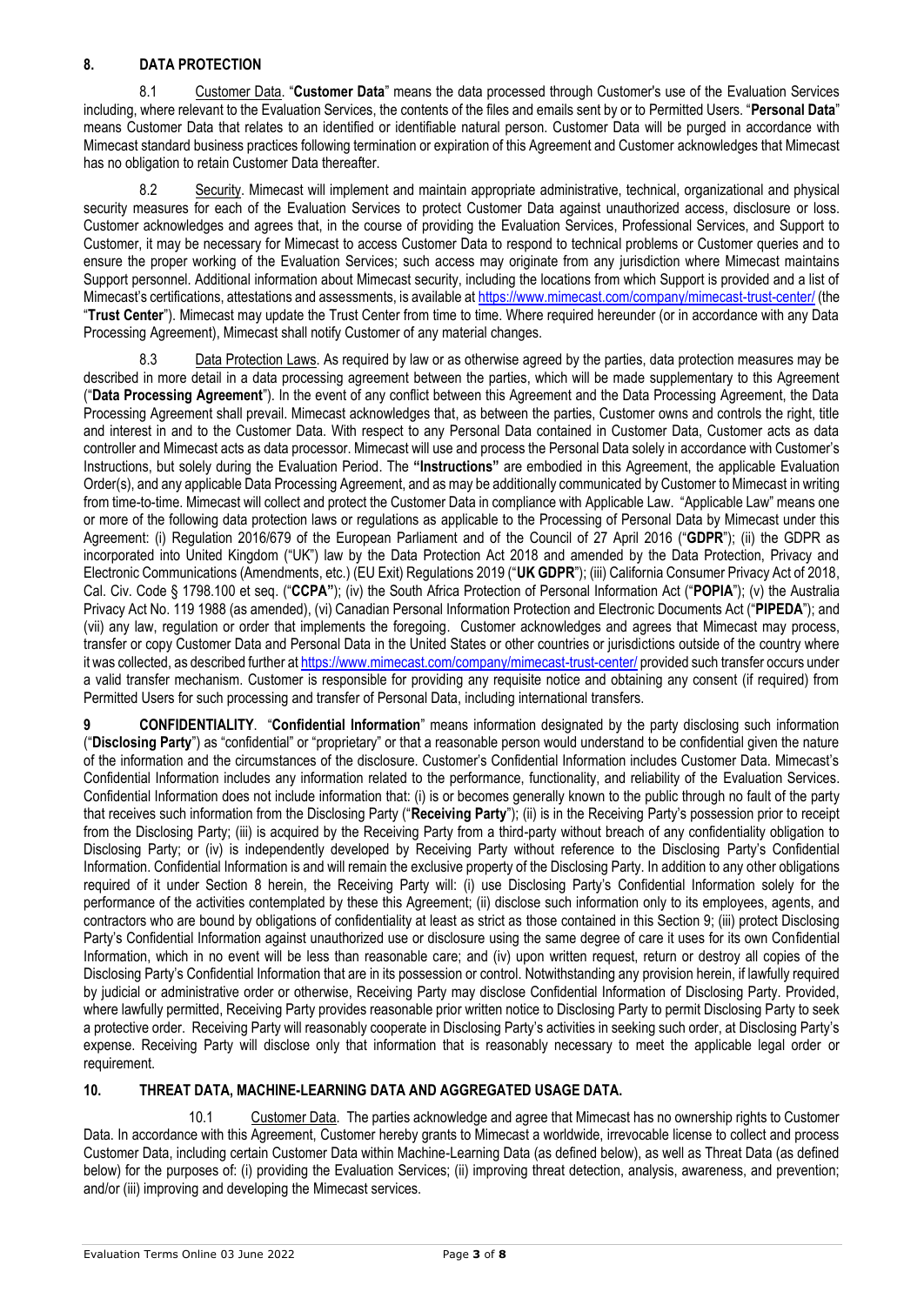## 8. DATA PROTECTION

8.1 Customer Data. "**Customer Data**" means the data processed through Customer's use of the Evaluation Services including, where relevant to the Evaluation Services, the contents of the files and emails sent by or to Permitted Users. "**Personal Data**" means Customer Data that relates to an identified or identifiable natural person. Customer Data will be purged in accordance with Mimecast standard business practices following termination or expiration of this Agreement and Customer acknowledges that Mimecast has no obligation to retain Customer Data thereafter.

8.2 Security. Mimecast will implement and maintain appropriate administrative, technical, organizational and physical security measures for each of the Evaluation Services to protect Customer Data against unauthorized access, disclosure or loss. Customer acknowledges and agrees that, in the course of providing the Evaluation Services, Professional Services, and Support to Customer, it may be necessary for Mimecast to access Customer Data to respond to technical problems or Customer queries and to ensure the proper working of the Evaluation Services; such access may originate from any jurisdiction where Mimecast maintains Support personnel. Additional information about Mimecast security, including the locations from which Support is provided and a list of Mimecast's certifications, attestations and assessments, is available at https://www.mimecast.com/company/mimecast-trust-center/ (the "**Trust Center**"). Mimecast may update the Trust Center from time to time. Where required hereunder (or in accordance with any Data Processing Agreement), Mimecast shall notify Customer of any material changes.

8.3 Data Protection Laws. As required by law or as otherwise agreed by the parties, data protection measures may be described in more detail in a data processing agreement between the parties, which will be made supplementary to this Agreement ("**Data Processing Agreement**"). In the event of any conflict between this Agreement and the Data Processing Agreement, the Data Processing Agreement shall prevail. Mimecast acknowledges that, as between the parties, Customer owns and controls the right, title and interest in and to the Customer Data. With respect to any Personal Data contained in Customer Data, Customer acts as data controller and Mimecast acts as data processor. Mimecast will use and process the Personal Data solely in accordance with Customer's Instructions, but solely during the Evaluation Period. The **"Instructions"** are embodied in this Agreement, the applicable Evaluation Order(s), and any applicable Data Processing Agreement, and as may be additionally communicated by Customer to Mimecast in writing from time-to-time. Mimecast will collect and protect the Customer Data in compliance with Applicable Law. "Applicable Law" means one or more of the following data protection laws or regulations as applicable to the Processing of Personal Data by Mimecast under this Agreement: (i) Regulation 2016/679 of the European Parliament and of the Council of 27 April 2016 ("**GDPR**"); (ii) the GDPR as incorporated into United Kingdom ("UK") law by the Data Protection Act 2018 and amended by the Data Protection, Privacy and Electronic Communications (Amendments, etc.) (EU Exit) Regulations 2019 ("**UK GDPR**"); (iii) California Consumer Privacy Act of 2018, Cal. Civ. Code § 1798.100 et seq. ("**CCPA"**); (iv) the South Africa Protection of Personal Information Act ("**POPIA**"); (v) the Australia Privacy Act No. 119 1988 (as amended), (vi) Canadian Personal Information Protection and Electronic Documents Act ("**PIPEDA**"); and (vii) any law, regulation or order that implements the foregoing. Customer acknowledges and agrees that Mimecast may process, transfer or copy Customer Data and Personal Data in the United States or other countries or jurisdictions outside of the country where it was collected, as described further at https://www.mimecast.com/company/mimecast-trust-center/ provided such transfer occurs under a valid transfer mechanism. Customer is responsible for providing any requisite notice and obtaining any consent (if required) from Permitted Users for such processing and transfer of Personal Data, including international transfers.

**9 CONFIDENTIALITY**. "**Confidential Information**" means information designated by the party disclosing such information ("**Disclosing Party**") as "confidential" or "proprietary" or that a reasonable person would understand to be confidential given the nature of the information and the circumstances of the disclosure. Customer's Confidential Information includes Customer Data. Mimecast's Confidential Information includes any information related to the performance, functionality, and reliability of the Evaluation Services. Confidential Information does not include information that: (i) is or becomes generally known to the public through no fault of the party that receives such information from the Disclosing Party ("**Receiving Party**"); (ii) is in the Receiving Party's possession prior to receipt from the Disclosing Party; (iii) is acquired by the Receiving Party from a third-party without breach of any confidentiality obligation to Disclosing Party; or (iv) is independently developed by Receiving Party without reference to the Disclosing Party's Confidential Information. Confidential Information is and will remain the exclusive property of the Disclosing Party. In addition to any other obligations required of it under Section 8 herein, the Receiving Party will: (i) use Disclosing Party's Confidential Information solely for the performance of the activities contemplated by these this Agreement; (ii) disclose such information only to its employees, agents, and contractors who are bound by obligations of confidentiality at least as strict as those contained in this Section 9; (iii) protect Disclosing Party's Confidential Information against unauthorized use or disclosure using the same degree of care it uses for its own Confidential Information, which in no event will be less than reasonable care; and (iv) upon written request, return or destroy all copies of the Disclosing Party's Confidential Information that are in its possession or control. Notwithstanding any provision herein, if lawfully required by judicial or administrative order or otherwise, Receiving Party may disclose Confidential Information of Disclosing Party. Provided, where lawfully permitted, Receiving Party provides reasonable prior written notice to Disclosing Party to permit Disclosing Party to seek a protective order. Receiving Party will reasonably cooperate in Disclosing Party's activities in seeking such order, at Disclosing Party's expense. Receiving Party will disclose only that information that is reasonably necessary to meet the applicable legal order or requirement.

## 10. THREAT DATA, MACHINE-LEARNING DATA AND AGGREGATED USAGE DATA.

10.1 Customer Data. The parties acknowledge and agree that Mimecast has no ownership rights to Customer Data. In accordance with this Agreement, Customer hereby grants to Mimecast a worldwide, irrevocable license to collect and process Customer Data, including certain Customer Data within Machine-Learning Data (as defined below), as well as Threat Data (as defined below) for the purposes of: (i) providing the Evaluation Services; (ii) improving threat detection, analysis, awareness, and prevention; and/or (iii) improving and developing the Mimecast services.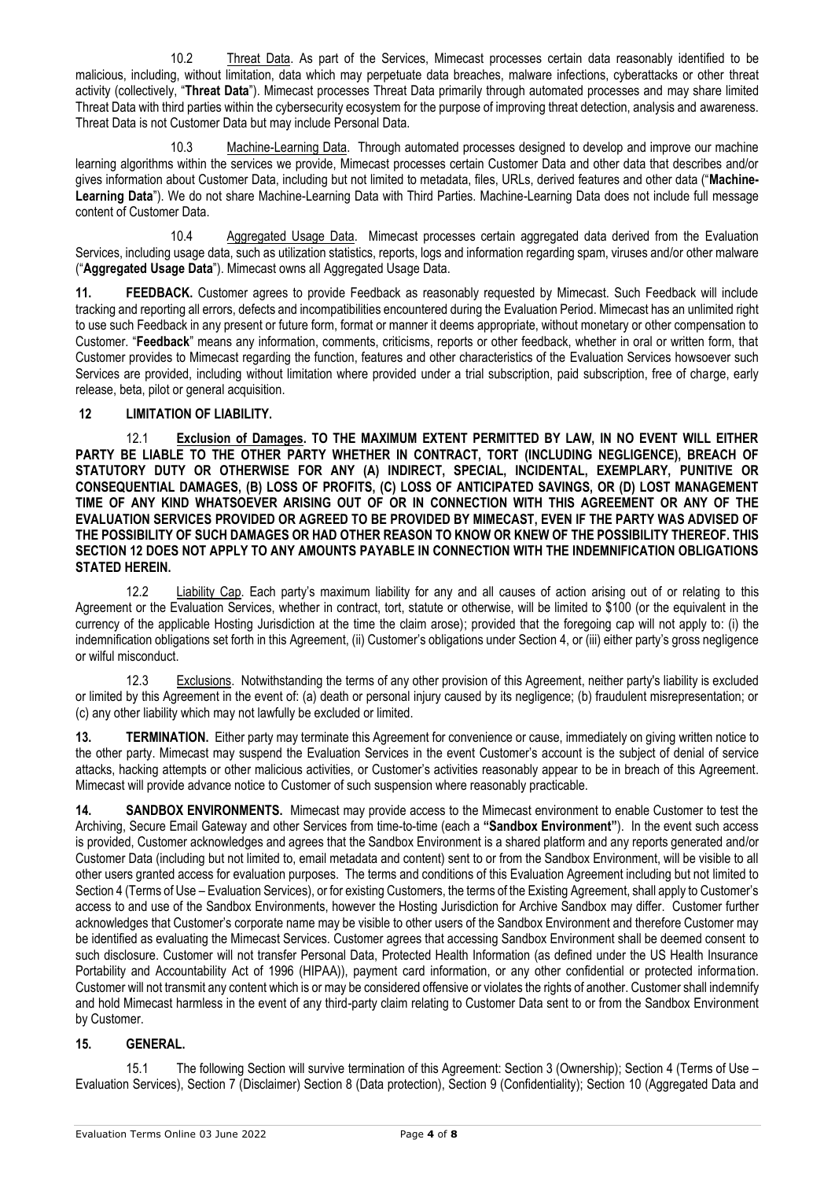10.2 Threat Data. As part of the Services, Mimecast processes certain data reasonably identified to be malicious, including, without limitation, data which may perpetuate data breaches, malware infections, cyberattacks or other threat activity (collectively, "**Threat Data**"). Mimecast processes Threat Data primarily through automated processes and may share limited Threat Data with third parties within the cybersecurity ecosystem for the purpose of improving threat detection, analysis and awareness. Threat Data is not Customer Data but may include Personal Data.

10.3 Machine-Learning Data. Through automated processes designed to develop and improve our machine learning algorithms within the services we provide, Mimecast processes certain Customer Data and other data that describes and/or gives information about Customer Data, including but not limited to metadata, files, URLs, derived features and other data ("**Machine-Learning Data**"). We do not share Machine-Learning Data with Third Parties. Machine-Learning Data does not include full message content of Customer Data.

10.4 Aggregated Usage Data. Mimecast processes certain aggregated data derived from the Evaluation Services, including usage data, such as utilization statistics, reports, logs and information regarding spam, viruses and/or other malware ("**Aggregated Usage Data**"). Mimecast owns all Aggregated Usage Data.

**11. FEEDBACK.** Customer agrees to provide Feedback as reasonably requested by Mimecast. Such Feedback will include tracking and reporting all errors, defects and incompatibilities encountered during the Evaluation Period. Mimecast has an unlimited right to use such Feedback in any present or future form, format or manner it deems appropriate, without monetary or other compensation to Customer. "**Feedback**" means any information, comments, criticisms, reports or other feedback, whether in oral or written form, that Customer provides to Mimecast regarding the function, features and other characteristics of the Evaluation Services howsoever such Services are provided, including without limitation where provided under a trial subscription, paid subscription, free of charge, early release, beta, pilot or general acquisition.

**12 LIMITATION OF LIABILITY.**

12.1 **Exclusion of Damages. TO THE MAXIMUM EXTENT PERMITTED BY LAW, IN NO EVENT WILL EITHER PARTY BE LIABLE TO THE OTHER PARTY WHETHER IN CONTRACT, TORT (INCLUDING NEGLIGENCE), BREACH OF STATUTORY DUTY OR OTHERWISE FOR ANY (A) INDIRECT, SPECIAL, INCIDENTAL, EXEMPLARY, PUNITIVE OR CONSEQUENTIAL DAMAGES, (B) LOSS OF PROFITS, (C) LOSS OF ANTICIPATED SAVINGS, OR (D) LOST MANAGEMENT TIME OF ANY KIND WHATSOEVER ARISING OUT OF OR IN CONNECTION WITH THIS AGREEMENT OR ANY OF THE EVALUATION SERVICES PROVIDED OR AGREED TO BE PROVIDED BY MIMECAST, EVEN IF THE PARTY WAS ADVISED OF THE POSSIBILITY OF SUCH DAMAGES OR HAD OTHER REASON TO KNOW OR KNEW OF THE POSSIBILITY THEREOF. THIS SECTION 12 DOES NOT APPLY TO ANY AMOUNTS PAYABLE IN CONNECTION WITH THE INDEMNIFICATION OBLIGATIONS STATED HEREIN.**

12.2 Liability Cap. Each party's maximum liability for any and all causes of action arising out of or relating to this Agreement or the Evaluation Services, whether in contract, tort, statute or otherwise, will be limited to $100 (or the equivalent in the currency of the applicable Hosting Jurisdiction at the time the claim arose); provided that the foregoing cap will not apply to: (i) the indemnification obligations set forth in this Agreement, (ii) Customer's obligations under Section 4, or (iii) either party's gross negligence or wilful misconduct.

12.3 Exclusions. Notwithstanding the terms of any other provision of this Agreement, neither party's liability is excluded or limited by this Agreement in the event of: (a) death or personal injury caused by its negligence; (b) fraudulent misrepresentation; or (c) any other liability which may not lawfully be excluded or limited.

**13. TERMINATION.** Either party may terminate this Agreement for convenience or cause, immediately on giving written notice to the other party. Mimecast may suspend the Evaluation Services in the event Customer's account is the subject of denial of service attacks, hacking attempts or other malicious activities, or Customer's activities reasonably appear to be in breach of this Agreement. Mimecast will provide advance notice to Customer of such suspension where reasonably practicable.

**14. SANDBOX ENVIRONMENTS.** Mimecast may provide access to the Mimecast environment to enable Customer to test the Archiving, Secure Email Gateway and other Services from time-to-time (each a **"Sandbox Environment"**). In the event such access is provided, Customer acknowledges and agrees that the Sandbox Environment is a shared platform and any reports generated and/or Customer Data (including but not limited to, email metadata and content) sent to or from the Sandbox Environment, will be visible to all other users granted access for evaluation purposes. The terms and conditions of this Evaluation Agreement including but not limited to Section 4 (Terms of Use – Evaluation Services), or for existing Customers, the terms of the Existing Agreement, shall apply to Customer's access to and use of the Sandbox Environments, however the Hosting Jurisdiction for Archive Sandbox may differ. Customer further acknowledges that Customer's corporate name may be visible to other users of the Sandbox Environment and therefore Customer may be identified as evaluating the Mimecast Services. Customer agrees that accessing Sandbox Environment shall be deemed consent to such disclosure. Customer will not transfer Personal Data, Protected Health Information (as defined under the US Health Insurance Portability and Accountability Act of 1996 (HIPAA)), payment card information, or any other confidential or protected information. Customer will not transmit any content which is or may be considered offensive or violates the rights of another. Customer shall indemnify and hold Mimecast harmless in the event of any third-party claim relating to Customer Data sent to or from the Sandbox Environment by Customer.

**15. GENERAL.**

15.1 The following Section will survive termination of this Agreement: Section 3 (Ownership); Section 4 (Terms of Use – Evaluation Services), Section 7 (Disclaimer) Section 8 (Data protection), Section 9 (Confidentiality); Section 10 (Aggregated Data and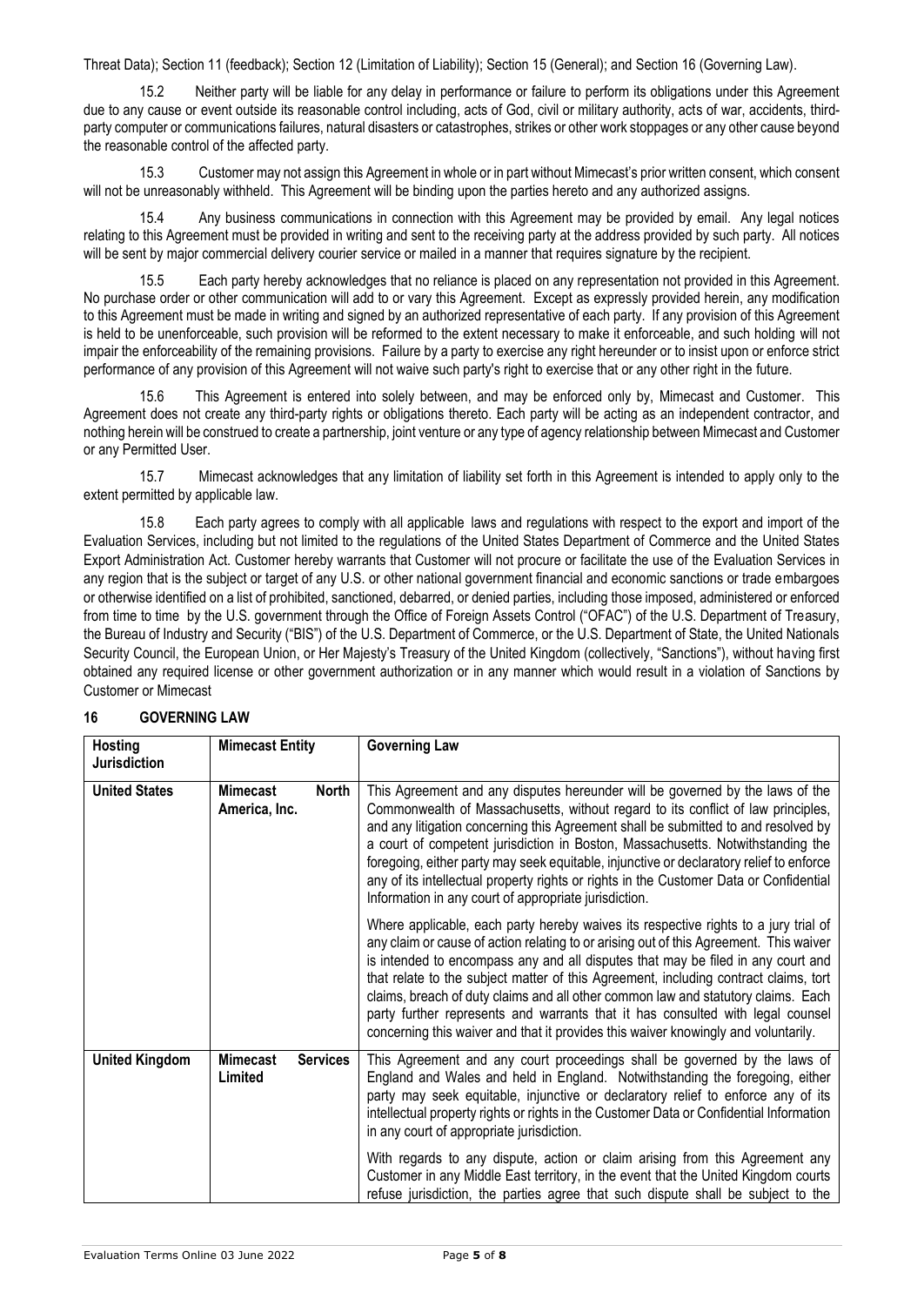Threat Data); Section 11 (feedback); Section 12 (Limitation of Liability); Section 15 (General); and Section 16 (Governing Law).

15.2 Neither party will be liable for any delay in performance or failure to perform its obligations under this Agreement due to any cause or event outside its reasonable control including, acts of God, civil or military authority, acts of war, accidents, third-party computer or communications failures, natural disasters or catastrophes, strikes or other work stoppages or any other cause beyond the reasonable control of the affected party.

15.3 Customer may not assign this Agreement in whole or in part without Mimecast's prior written consent, which consent will not be unreasonably withheld. This Agreement will be binding upon the parties hereto and any authorized assigns.

15.4 Any business communications in connection with this Agreement may be provided by email. Any legal notices relating to this Agreement must be provided in writing and sent to the receiving party at the address provided by such party. All notices will be sent by major commercial delivery courier service or mailed in a manner that requires signature by the recipient.

15.5 Each party hereby acknowledges that no reliance is placed on any representation not provided in this Agreement. No purchase order or other communication will add to or vary this Agreement. Except as expressly provided herein, any modification to this Agreement must be made in writing and signed by an authorized representative of each party. If any provision of this Agreement is held to be unenforceable, such provision will be reformed to the extent necessary to make it enforceable, and such holding will not impair the enforceability of the remaining provisions. Failure by a party to exercise any right hereunder or to insist upon or enforce strict performance of any provision of this Agreement will not waive such party's right to exercise that or any other right in the future.

15.6 This Agreement is entered into solely between, and may be enforced only by, Mimecast and Customer. This Agreement does not create any third-party rights or obligations thereto. Each party will be acting as an independent contractor, and nothing herein will be construed to create a partnership, joint venture or any type of agency relationship between Mimecast and Customer or any Permitted User.

15.7 Mimecast acknowledges that any limitation of liability set forth in this Agreement is intended to apply only to the extent permitted by applicable law.

15.8 Each party agrees to comply with all applicable laws and regulations with respect to the export and import of the Evaluation Services, including but not limited to the regulations of the United States Department of Commerce and the United States Export Administration Act. Customer hereby warrants that Customer will not procure or facilitate the use of the Evaluation Services in any region that is the subject or target of any U.S. or other national government financial and economic sanctions or trade embargoes or otherwise identified on a list of prohibited, sanctioned, debarred, or denied parties, including those imposed, administered or enforced from time to time by the U.S. government through the Office of Foreign Assets Control ("OFAC") of the U.S. Department of Treasury, the Bureau of Industry and Security ("BIS") of the U.S. Department of Commerce, or the U.S. Department of State, the United Nationals Security Council, the European Union, or Her Majesty's Treasury of the United Kingdom (collectively, "Sanctions"), without having first obtained any required license or other government authorization or in any manner which would result in a violation of Sanctions by Customer or Mimecast

## 16 GOVERNING LAW

| Hosting Jurisdiction | Mimecast Entity | Governing Law |
| --- | --- | --- |
| **United States** | **Mimecast North America, Inc.** | This Agreement and any disputes hereunder will be governed by the laws of the Commonwealth of Massachusetts, without regard to its conflict of law principles, and any litigation concerning this Agreement shall be submitted to and resolved by a court of competent jurisdiction in Boston, Massachusetts. Notwithstanding the foregoing, either party may seek equitable, injunctive or declaratory relief to enforce any of its intellectual property rights or rights in the Customer Data or Confidential Information in any court of appropriate jurisdiction.<br><br>Where applicable, each party hereby waives its respective rights to a jury trial of any claim or cause of action relating to or arising out of this Agreement. This waiver is intended to encompass any and all disputes that may be filed in any court and that relate to the subject matter of this Agreement, including contract claims, tort claims, breach of duty claims and all other common law and statutory claims. Each party further represents and warrants that it has consulted with legal counsel concerning this waiver and that it provides this waiver knowingly and voluntarily. |
| **United Kingdom** | **Mimecast Services Limited** | This Agreement and any court proceedings shall be governed by the laws of England and Wales and held in England. Notwithstanding the foregoing, either party may seek equitable, injunctive or declaratory relief to enforce any of its intellectual property rights or rights in the Customer Data or Confidential Information in any court of appropriate jurisdiction.<br><br>With regards to any dispute, action or claim arising from this Agreement any Customer in any Middle East territory, in the event that the United Kingdom courts refuse jurisdiction, the parties agree that such dispute shall be subject to the |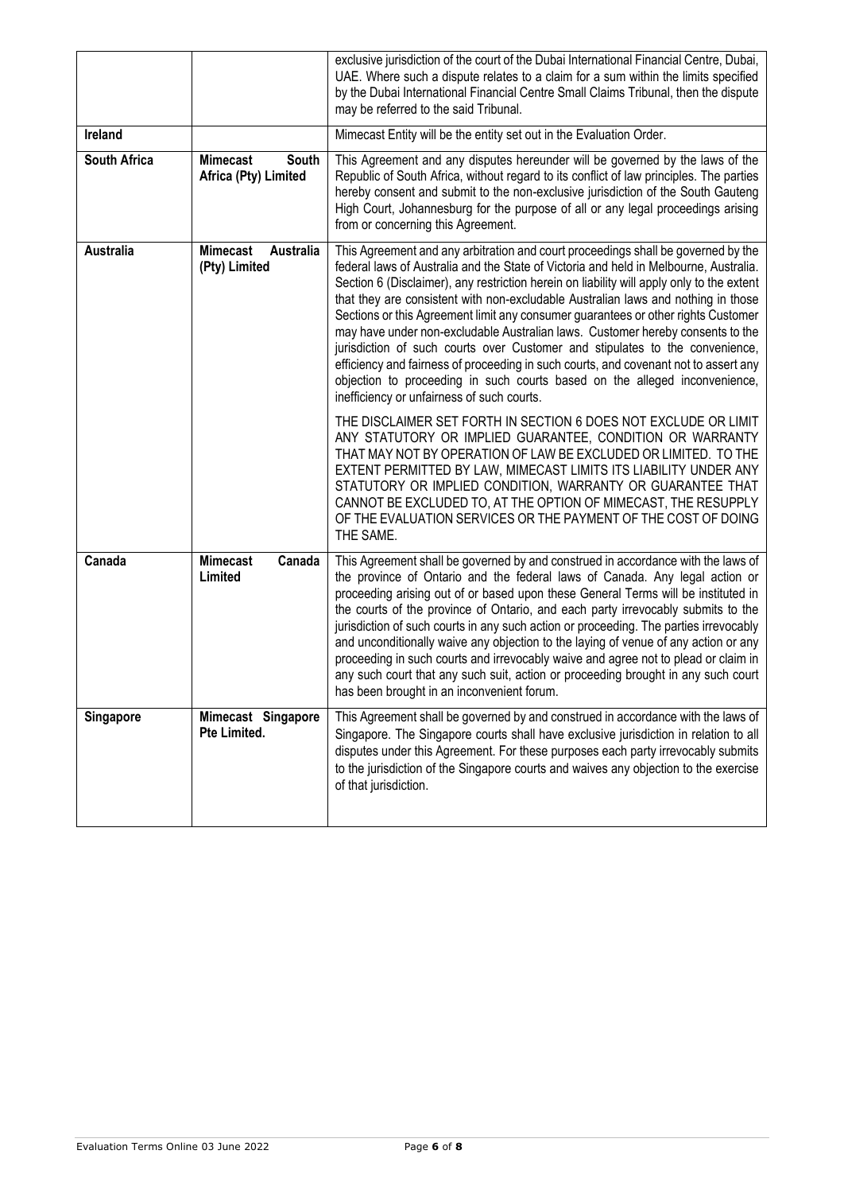| | | |
|---|---|---|
| | | exclusive jurisdiction of the court of the Dubai International Financial Centre, Dubai, UAE. Where such a dispute relates to a claim for a sum within the limits specified by the Dubai International Financial Centre Small Claims Tribunal, then the dispute may be referred to the said Tribunal. |
| **Ireland** | | Mimecast Entity will be the entity set out in the Evaluation Order. |
| **South Africa** | **Mimecast South Africa (Pty) Limited** | This Agreement and any disputes hereunder will be governed by the laws of the Republic of South Africa, without regard to its conflict of law principles. The parties hereby consent and submit to the non-exclusive jurisdiction of the South Gauteng High Court, Johannesburg for the purpose of all or any legal proceedings arising from or concerning this Agreement. |
| **Australia** | **Mimecast Australia (Pty) Limited** | This Agreement and any arbitration and court proceedings shall be governed by the federal laws of Australia and the State of Victoria and held in Melbourne, Australia. Section 6 (Disclaimer), any restriction herein on liability will apply only to the extent that they are consistent with non-excludable Australian laws and nothing in those Sections or this Agreement limit any consumer guarantees or other rights Customer may have under non-excludable Australian laws. Customer hereby consents to the jurisdiction of such courts over Customer and stipulates to the convenience, efficiency and fairness of proceeding in such courts, and covenant not to assert any objection to proceeding in such courts based on the alleged inconvenience, inefficiency or unfairness of such courts.<br><br>THE DISCLAIMER SET FORTH IN SECTION 6 DOES NOT EXCLUDE OR LIMIT ANY STATUTORY OR IMPLIED GUARANTEE, CONDITION OR WARRANTY THAT MAY NOT BY OPERATION OF LAW BE EXCLUDED OR LIMITED. TO THE EXTENT PERMITTED BY LAW, MIMECAST LIMITS ITS LIABILITY UNDER ANY STATUTORY OR IMPLIED CONDITION, WARRANTY OR GUARANTEE THAT CANNOT BE EXCLUDED TO, AT THE OPTION OF MIMECAST, THE RESUPPLY OF THE EVALUATION SERVICES OR THE PAYMENT OF THE COST OF DOING THE SAME. |
| **Canada** | **Mimecast Canada Limited** | This Agreement shall be governed by and construed in accordance with the laws of the province of Ontario and the federal laws of Canada. Any legal action or proceeding arising out of or based upon these General Terms will be instituted in the courts of the province of Ontario, and each party irrevocably submits to the jurisdiction of such courts in any such action or proceeding. The parties irrevocably and unconditionally waive any objection to the laying of venue of any action or any proceeding in such courts and irrevocably waive and agree not to plead or claim in any such court that any such suit, action or proceeding brought in any such court has been brought in an inconvenient forum. |
| **Singapore** | **Mimecast Singapore Pte Limited.** | This Agreement shall be governed by and construed in accordance with the laws of Singapore. The Singapore courts shall have exclusive jurisdiction in relation to all disputes under this Agreement. For these purposes each party irrevocably submits to the jurisdiction of the Singapore courts and waives any objection to the exercise of that jurisdiction. |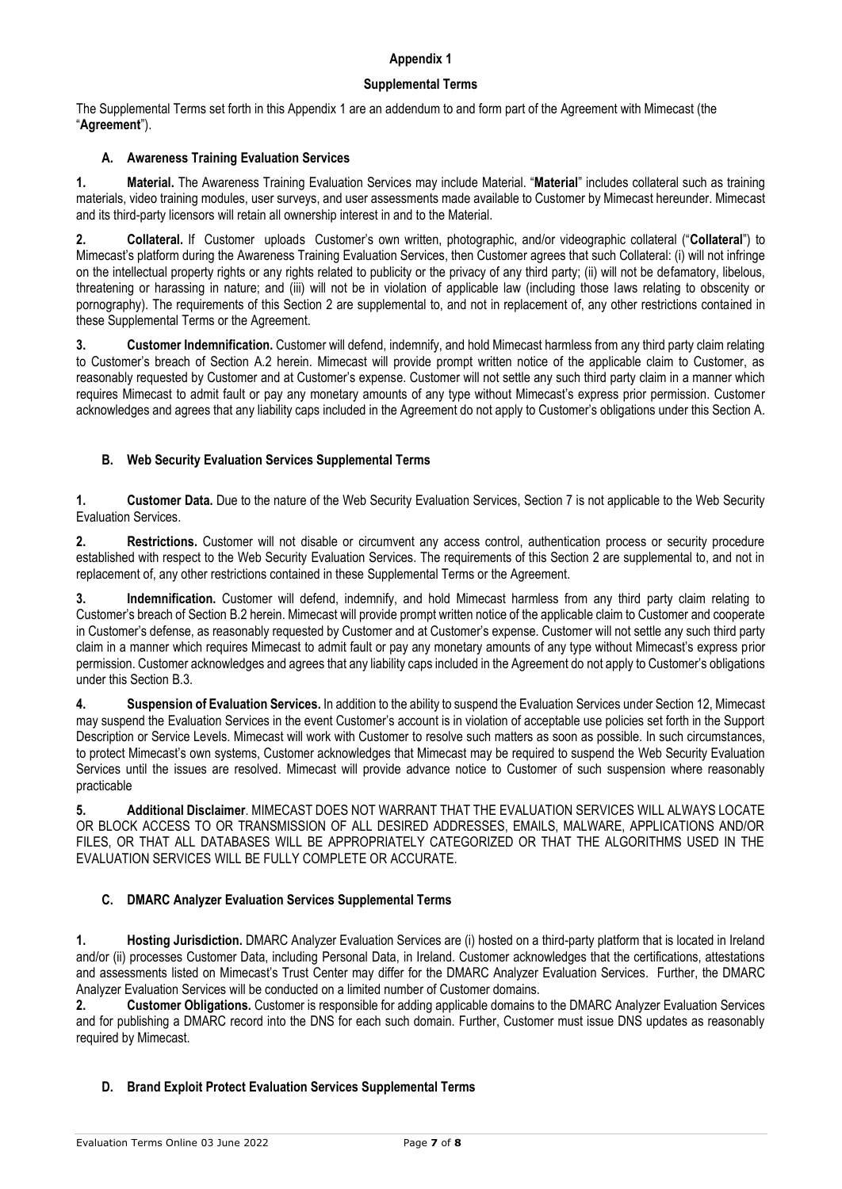# Appendix 1

## Supplemental Terms

The Supplemental Terms set forth in this Appendix 1 are an addendum to and form part of the Agreement with Mimecast (the "**Agreement**").

### A. Awareness Training Evaluation Services

**1. Material.** The Awareness Training Evaluation Services may include Material. "**Material**" includes collateral such as training materials, video training modules, user surveys, and user assessments made available to Customer by Mimecast hereunder. Mimecast and its third-party licensors will retain all ownership interest in and to the Material.

**2. Collateral.** If Customer uploads Customer's own written, photographic, and/or videographic collateral ("**Collateral**") to Mimecast's platform during the Awareness Training Evaluation Services, then Customer agrees that such Collateral: (i) will not infringe on the intellectual property rights or any rights related to publicity or the privacy of any third party; (ii) will not be defamatory, libelous, threatening or harassing in nature; and (iii) will not be in violation of applicable law (including those laws relating to obscenity or pornography). The requirements of this Section 2 are supplemental to, and not in replacement of, any other restrictions contained in these Supplemental Terms or the Agreement.

**3. Customer Indemnification.** Customer will defend, indemnify, and hold Mimecast harmless from any third party claim relating to Customer's breach of Section A.2 herein. Mimecast will provide prompt written notice of the applicable claim to Customer, as reasonably requested by Customer and at Customer's expense. Customer will not settle any such third party claim in a manner which requires Mimecast to admit fault or pay any monetary amounts of any type without Mimecast's express prior permission. Customer acknowledges and agrees that any liability caps included in the Agreement do not apply to Customer's obligations under this Section A.

### B. Web Security Evaluation Services Supplemental Terms

**1. Customer Data.** Due to the nature of the Web Security Evaluation Services, Section 7 is not applicable to the Web Security Evaluation Services.

**2. Restrictions.** Customer will not disable or circumvent any access control, authentication process or security procedure established with respect to the Web Security Evaluation Services. The requirements of this Section 2 are supplemental to, and not in replacement of, any other restrictions contained in these Supplemental Terms or the Agreement.

**3. Indemnification.** Customer will defend, indemnify, and hold Mimecast harmless from any third party claim relating to Customer's breach of Section B.2 herein. Mimecast will provide prompt written notice of the applicable claim to Customer and cooperate in Customer's defense, as reasonably requested by Customer and at Customer's expense. Customer will not settle any such third party claim in a manner which requires Mimecast to admit fault or pay any monetary amounts of any type without Mimecast's express prior permission. Customer acknowledges and agrees that any liability caps included in the Agreement do not apply to Customer's obligations under this Section B.3.

**4. Suspension of Evaluation Services.** In addition to the ability to suspend the Evaluation Services under Section 12, Mimecast may suspend the Evaluation Services in the event Customer's account is in violation of acceptable use policies set forth in the Support Description or Service Levels. Mimecast will work with Customer to resolve such matters as soon as possible. In such circumstances, to protect Mimecast's own systems, Customer acknowledges that Mimecast may be required to suspend the Web Security Evaluation Services until the issues are resolved. Mimecast will provide advance notice to Customer of such suspension where reasonably practicable

**5. Additional Disclaimer**. MIMECAST DOES NOT WARRANT THAT THE EVALUATION SERVICES WILL ALWAYS LOCATE OR BLOCK ACCESS TO OR TRANSMISSION OF ALL DESIRED ADDRESSES, EMAILS, MALWARE, APPLICATIONS AND/OR FILES, OR THAT ALL DATABASES WILL BE APPROPRIATELY CATEGORIZED OR THAT THE ALGORITHMS USED IN THE EVALUATION SERVICES WILL BE FULLY COMPLETE OR ACCURATE.

### C. DMARC Analyzer Evaluation Services Supplemental Terms

**1. Hosting Jurisdiction.** DMARC Analyzer Evaluation Services are (i) hosted on a third-party platform that is located in Ireland and/or (ii) processes Customer Data, including Personal Data, in Ireland. Customer acknowledges that the certifications, attestations and assessments listed on Mimecast's Trust Center may differ for the DMARC Analyzer Evaluation Services. Further, the DMARC Analyzer Evaluation Services will be conducted on a limited number of Customer domains.

**2. Customer Obligations.** Customer is responsible for adding applicable domains to the DMARC Analyzer Evaluation Services and for publishing a DMARC record into the DNS for each such domain. Further, Customer must issue DNS updates as reasonably required by Mimecast.

### D. Brand Exploit Protect Evaluation Services Supplemental Terms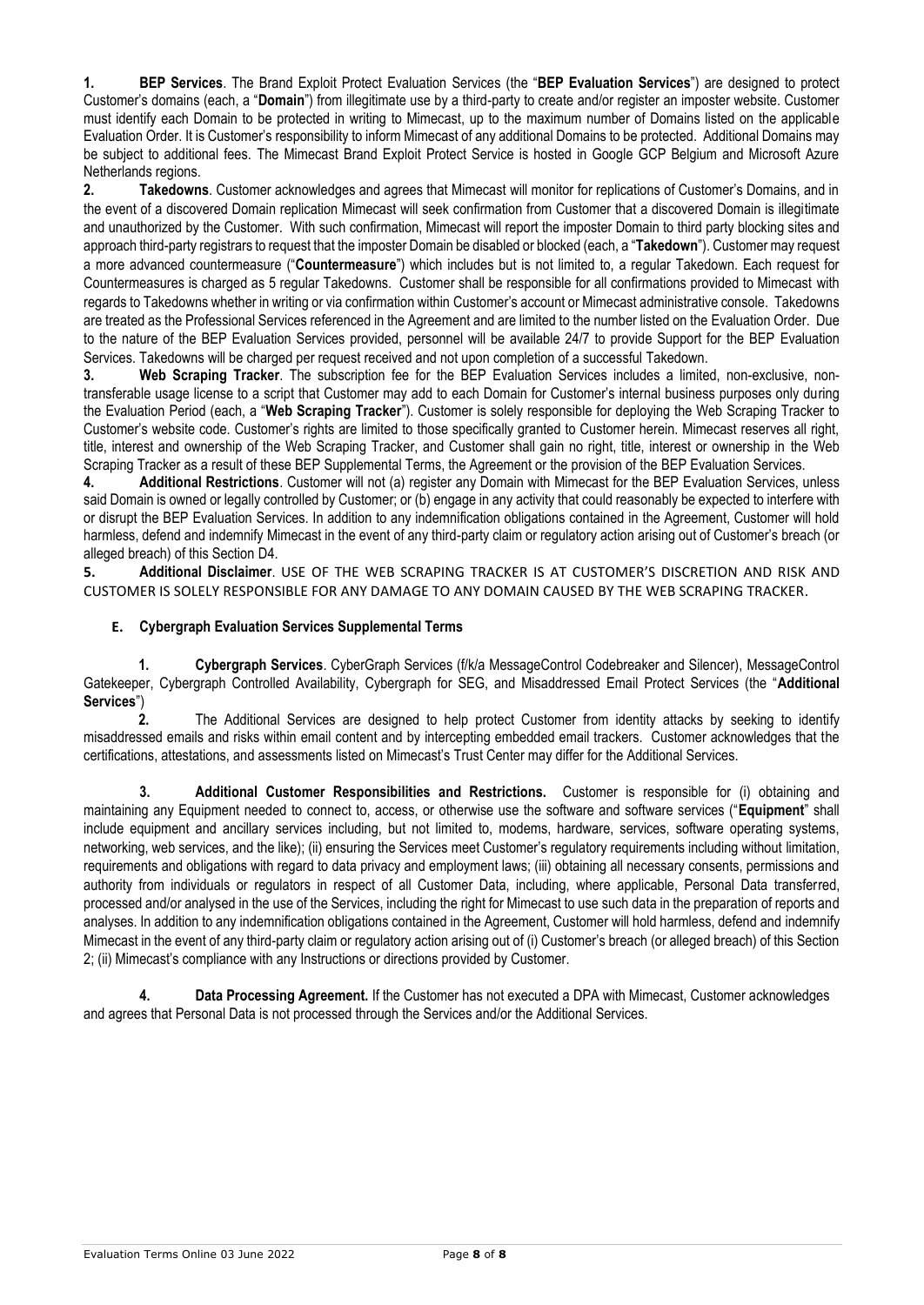**1. BEP Services**. The Brand Exploit Protect Evaluation Services (the "**BEP Evaluation Services**") are designed to protect Customer's domains (each, a "**Domain**") from illegitimate use by a third-party to create and/or register an imposter website. Customer must identify each Domain to be protected in writing to Mimecast, up to the maximum number of Domains listed on the applicable Evaluation Order. It is Customer's responsibility to inform Mimecast of any additional Domains to be protected. Additional Domains may be subject to additional fees. The Mimecast Brand Exploit Protect Service is hosted in Google GCP Belgium and Microsoft Azure Netherlands regions.

**2. Takedowns**. Customer acknowledges and agrees that Mimecast will monitor for replications of Customer's Domains, and in the event of a discovered Domain replication Mimecast will seek confirmation from Customer that a discovered Domain is illegitimate and unauthorized by the Customer. With such confirmation, Mimecast will report the imposter Domain to third party blocking sites and approach third-party registrars to request that the imposter Domain be disabled or blocked (each, a "**Takedown**"). Customer may request a more advanced countermeasure ("**Countermeasure**") which includes but is not limited to, a regular Takedown. Each request for Countermeasures is charged as 5 regular Takedowns. Customer shall be responsible for all confirmations provided to Mimecast with regards to Takedowns whether in writing or via confirmation within Customer's account or Mimecast administrative console. Takedowns are treated as the Professional Services referenced in the Agreement and are limited to the number listed on the Evaluation Order. Due to the nature of the BEP Evaluation Services provided, personnel will be available 24/7 to provide Support for the BEP Evaluation Services. Takedowns will be charged per request received and not upon completion of a successful Takedown.

**3. Web Scraping Tracker**. The subscription fee for the BEP Evaluation Services includes a limited, non-exclusive, non-transferable usage license to a script that Customer may add to each Domain for Customer's internal business purposes only during the Evaluation Period (each, a "**Web Scraping Tracker**"). Customer is solely responsible for deploying the Web Scraping Tracker to Customer's website code. Customer's rights are limited to those specifically granted to Customer herein. Mimecast reserves all right, title, interest and ownership of the Web Scraping Tracker, and Customer shall gain no right, title, interest or ownership in the Web Scraping Tracker as a result of these BEP Supplemental Terms, the Agreement or the provision of the BEP Evaluation Services.

**4. Additional Restrictions**. Customer will not (a) register any Domain with Mimecast for the BEP Evaluation Services, unless said Domain is owned or legally controlled by Customer; or (b) engage in any activity that could reasonably be expected to interfere with or disrupt the BEP Evaluation Services. In addition to any indemnification obligations contained in the Agreement, Customer will hold harmless, defend and indemnify Mimecast in the event of any third-party claim or regulatory action arising out of Customer's breach (or alleged breach) of this Section D4.

**5. Additional Disclaimer**. USE OF THE WEB SCRAPING TRACKER IS AT CUSTOMER'S DISCRETION AND RISK AND CUSTOMER IS SOLELY RESPONSIBLE FOR ANY DAMAGE TO ANY DOMAIN CAUSED BY THE WEB SCRAPING TRACKER.

## E. Cybergraph Evaluation Services Supplemental Terms

**1. Cybergraph Services**. CyberGraph Services (f/k/a MessageControl Codebreaker and Silencer), MessageControl Gatekeeper, Cybergraph Controlled Availability, Cybergraph for SEG, and Misaddressed Email Protect Services (the "**Additional Services**")

**2.** The Additional Services are designed to help protect Customer from identity attacks by seeking to identify misaddressed emails and risks within email content and by intercepting embedded email trackers. Customer acknowledges that the certifications, attestations, and assessments listed on Mimecast's Trust Center may differ for the Additional Services.

**3. Additional Customer Responsibilities and Restrictions.** Customer is responsible for (i) obtaining and maintaining any Equipment needed to connect to, access, or otherwise use the software and software services ("**Equipment**" shall include equipment and ancillary services including, but not limited to, modems, hardware, services, software operating systems, networking, web services, and the like); (ii) ensuring the Services meet Customer's regulatory requirements including without limitation, requirements and obligations with regard to data privacy and employment laws; (iii) obtaining all necessary consents, permissions and authority from individuals or regulators in respect of all Customer Data, including, where applicable, Personal Data transferred, processed and/or analysed in the use of the Services, including the right for Mimecast to use such data in the preparation of reports and analyses. In addition to any indemnification obligations contained in the Agreement, Customer will hold harmless, defend and indemnify Mimecast in the event of any third-party claim or regulatory action arising out of (i) Customer's breach (or alleged breach) of this Section 2; (ii) Mimecast's compliance with any Instructions or directions provided by Customer.

**4. Data Processing Agreement.** If the Customer has not executed a DPA with Mimecast, Customer acknowledges and agrees that Personal Data is not processed through the Services and/or the Additional Services.